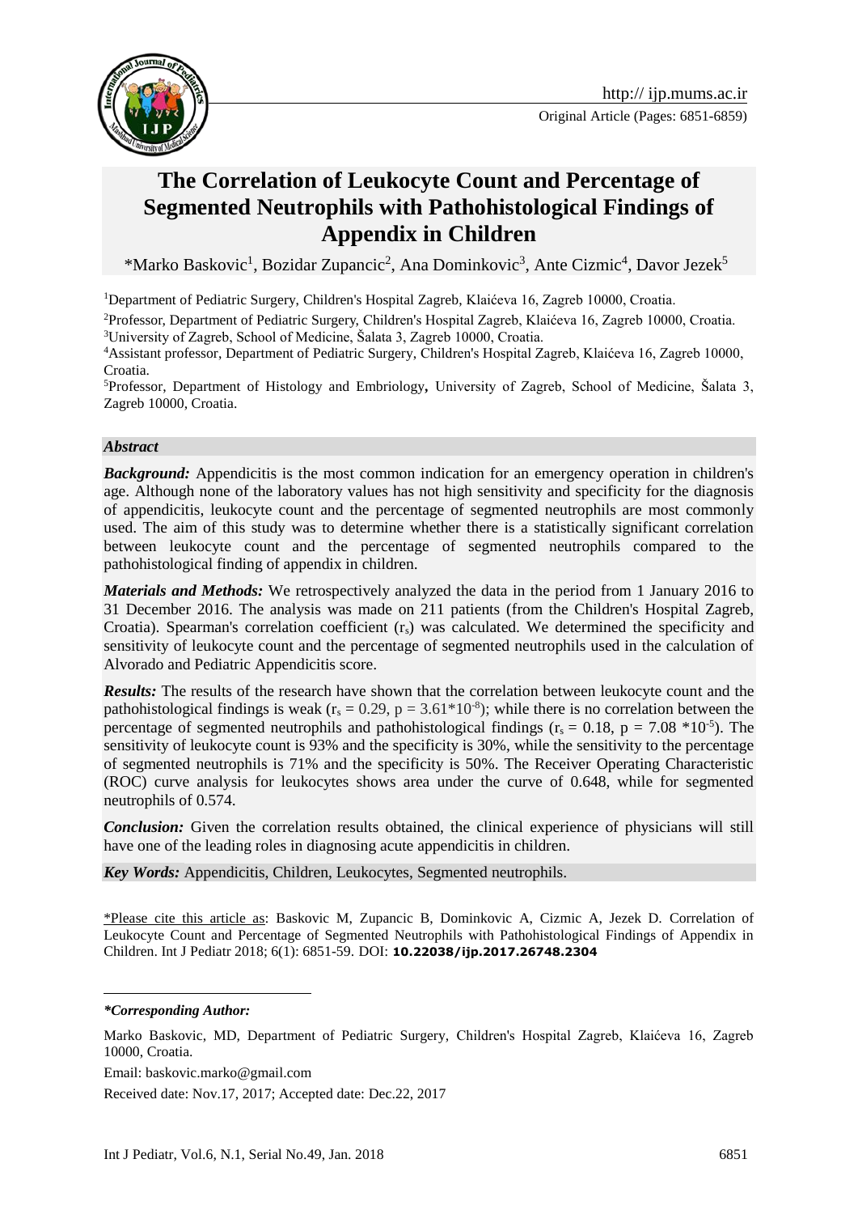http:// ijp.mums.ac.ir

Original Article (Pages: 6851-6859)

# The Correlation of Leukocyte Count and Percentage of Segmented Neutrophils with Pathohistological Findings of Appendix in Children

*Marko Baskovic[1], Bozidar Zupancic[2], Ana Dominkovic[3], Ante Cizmic[4], Davor Jezek[5]

[1]Department of Pediatric Surgery, Children's Hospital Zagreb, Klaićeva 16, Zagreb 10000, Croatia.

[2]Professor, Department of Pediatric Surgery, Children's Hospital Zagreb, Klaićeva 16, Zagreb 10000, Croatia.

[3]University of Zagreb, School of Medicine, Šalata 3, Zagreb 10000, Croatia.

[4]Assistant professor, Department of Pediatric Surgery, Children's Hospital Zagreb, Klaićeva 16, Zagreb 10000, Croatia.

[5]Professor, Department of Histology and Embriology, University of Zagreb, School of Medicine, Šalata 3, Zagreb 10000, Croatia.

***Abstract***

***Background:*** Appendicitis is the most common indication for an emergency operation in children's age. Although none of the laboratory values has not high sensitivity and specificity for the diagnosis of appendicitis, leukocyte count and the percentage of segmented neutrophils are most commonly used. The aim of this study was to determine whether there is a statistically significant correlation between leukocyte count and the percentage of segmented neutrophils compared to the pathohistological finding of appendix in children.

***Materials and Methods:*** We retrospectively analyzed the data in the period from 1 January 2016 to 31 December 2016. The analysis was made on 211 patients (from the Children's Hospital Zagreb, Croatia). Spearman's correlation coefficient ($r_s$) was calculated. We determined the specificity and sensitivity of leukocyte count and the percentage of segmented neutrophils used in the calculation of Alvorado and Pediatric Appendicitis score.

***Results:*** The results of the research have shown that the correlation between leukocyte count and the pathohistological findings is weak ($r_s = 0.29$, $p = 3.61*10^{-8}$); while there is no correlation between the percentage of segmented neutrophils and pathohistological findings ($r_s = 0.18$, $p = 7.08 *10^{-5}$). The sensitivity of leukocyte count is 93% and the specificity is 30%, while the sensitivity to the percentage of segmented neutrophils is 71% and the specificity is 50%. The Receiver Operating Characteristic (ROC) curve analysis for leukocytes shows area under the curve of 0.648, while for segmented neutrophils of 0.574.

***Conclusion:*** Given the correlation results obtained, the clinical experience of physicians will still have one of the leading roles in diagnosing acute appendicitis in children.

***Key Words:*** Appendicitis, Children, Leukocytes, Segmented neutrophils.

*Please cite this article as: Baskovic M, Zupancic B, Dominkovic A, Cizmic A, Jezek D. Correlation of Leukocyte Count and Percentage of Segmented Neutrophils with Pathohistological Findings of Appendix in Children. Int J Pediatr 2018; 6(1): 6851-59. DOI: **10.22038/ijp.2017.26748.2304**

***\*Corresponding Author:***

Marko Baskovic, MD, Department of Pediatric Surgery, Children's Hospital Zagreb, Klaićeva 16, Zagreb 10000, Croatia.

Email: baskovic.marko@gmail.com

Received date: Nov.17, 2017; Accepted date: Dec.22, 2017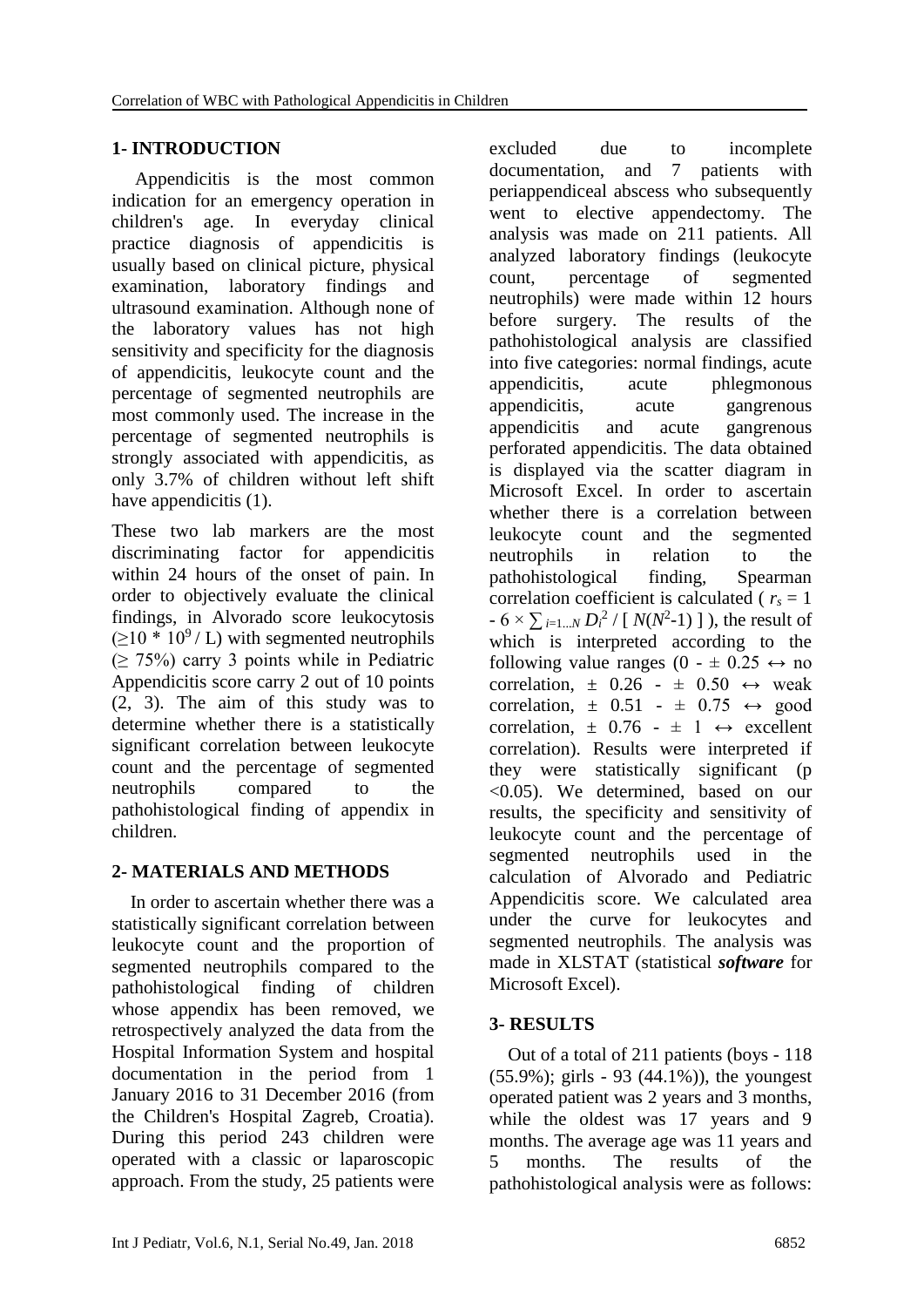## 1- INTRODUCTION

Appendicitis is the most common indication for an emergency operation in children's age. In everyday clinical practice diagnosis of appendicitis is usually based on clinical picture, physical examination, laboratory findings and ultrasound examination. Although none of the laboratory values has not high sensitivity and specificity for the diagnosis of appendicitis, leukocyte count and the percentage of segmented neutrophils are most commonly used. The increase in the percentage of segmented neutrophils is strongly associated with appendicitis, as only 3.7% of children without left shift have appendicitis (1).

These two lab markers are the most discriminating factor for appendicitis within 24 hours of the onset of pain. In order to objectively evaluate the clinical findings, in Alvorado score leukocytosis ($\geq 10 * 10^9 / L$) with segmented neutrophils ($\geq$ 75%) carry 3 points while in Pediatric Appendicitis score carry 2 out of 10 points (2, 3). The aim of this study was to determine whether there is a statistically significant correlation between leukocyte count and the percentage of segmented neutrophils compared to the pathohistological finding of appendix in children.

## 2- MATERIALS AND METHODS

In order to ascertain whether there was a statistically significant correlation between leukocyte count and the proportion of segmented neutrophils compared to the pathohistological finding of children whose appendix has been removed, we retrospectively analyzed the data from the Hospital Information System and hospital documentation in the period from 1 January 2016 to 31 December 2016 (from the Children's Hospital Zagreb, Croatia). During this period 243 children were operated with a classic or laparoscopic approach. From the study, 25 patients were excluded due to incomplete documentation, and 7 patients with periappendiceal abscess who subsequently went to elective appendectomy. The analysis was made on 211 patients. All analyzed laboratory findings (leukocyte count, percentage of segmented neutrophils) were made within 12 hours before surgery. The results of the pathohistological analysis are classified into five categories: normal findings, acute appendicitis, acute phlegmonous appendicitis, acute gangrenous appendicitis and acute gangrenous perforated appendicitis. The data obtained is displayed via the scatter diagram in Microsoft Excel. In order to ascertain whether there is a correlation between leukocyte count and the segmented neutrophils in relation to the pathohistological finding, Spearman correlation coefficient is calculated ( $r_s = 1 - 6 \times \sum_{i=1...N} D_i^2 / [ N(N^2-1) ]$ ), the result of which is interpreted according to the following value ranges ($0 - \pm 0.25 \leftrightarrow$ no correlation, $\pm 0.26 - \pm 0.50 \leftrightarrow$ weak correlation, $\pm 0.51 - \pm 0.75 \leftrightarrow$ good correlation, $\pm 0.76 - \pm 1 \leftrightarrow$ excellent correlation). Results were interpreted if they were statistically significant ($p < 0.05$). We determined, based on our results, the specificity and sensitivity of leukocyte count and the percentage of segmented neutrophils used in the calculation of Alvorado and Pediatric Appendicitis score. We calculated area under the curve for leukocytes and segmented neutrophils. The analysis was made in XLSTAT (statistical ***software*** for Microsoft Excel).

## 3- RESULTS

Out of a total of 211 patients (boys - 118 (55.9%); girls - 93 (44.1%)), the youngest operated patient was 2 years and 3 months, while the oldest was 17 years and 9 months. The average age was 11 years and 5 months. The results of the pathohistological analysis were as follows: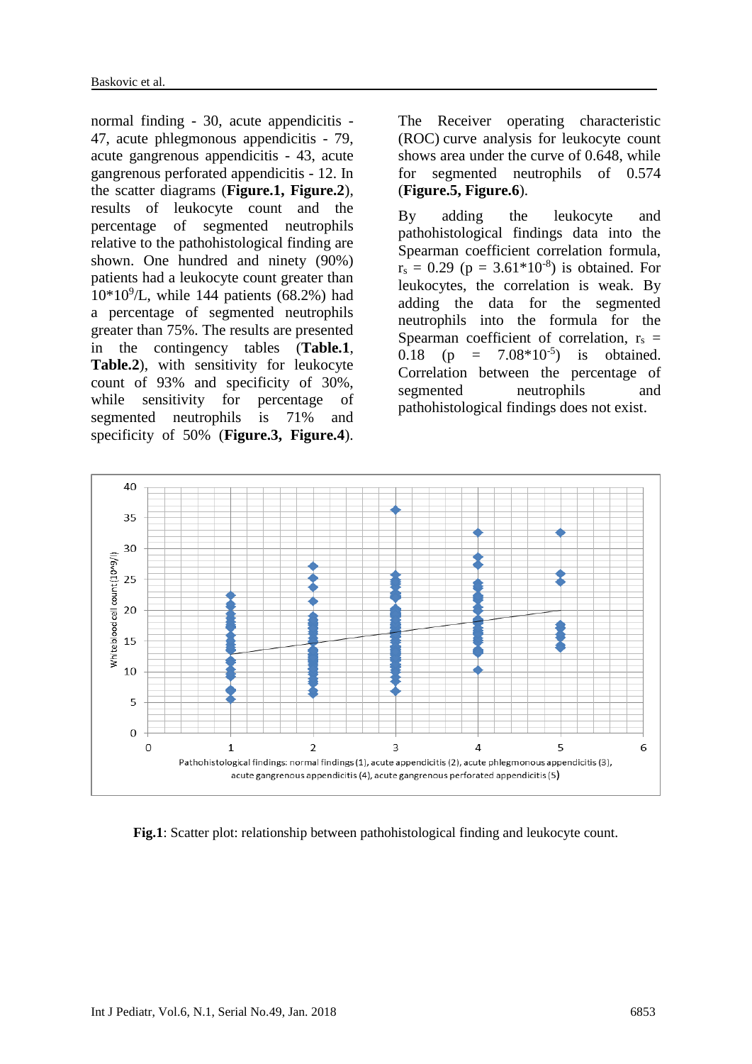normal finding - 30, acute appendicitis - 47, acute phlegmonous appendicitis - 79, acute gangrenous appendicitis - 43, acute gangrenous perforated appendicitis - 12. In the scatter diagrams (**Figure.1, Figure.2**), results of leukocyte count and the percentage of segmented neutrophils relative to the pathohistological finding are shown. One hundred and ninety (90%) patients had a leukocyte count greater than $10*10^9$/L, while 144 patients (68.2%) had a percentage of segmented neutrophils greater than 75%. The results are presented in the contingency tables (**Table.1**, **Table.2**), with sensitivity for leukocyte count of 93% and specificity of 30%, while sensitivity for percentage of segmented neutrophils is 71% and specificity of 50% (**Figure.3, Figure.4**).

The Receiver operating characteristic (ROC) curve analysis for leukocyte count shows area under the curve of 0.648, while for segmented neutrophils of 0.574 (**Figure.5, Figure.6**).

By adding the leukocyte and pathohistological findings data into the Spearman coefficient correlation formula, $r_s = 0.29$ ($p = 3.61*10^{-8}$) is obtained. For leukocytes, the correlation is weak. By adding the data for the segmented neutrophils into the formula for the Spearman coefficient of correlation, $r_s = 0.18$ ($p = 7.08*10^{-5}$) is obtained. Correlation between the percentage of segmented neutrophils and pathohistological findings does not exist.

**Fig.1**: Scatter plot: relationship between pathohistological finding and leukocyte count.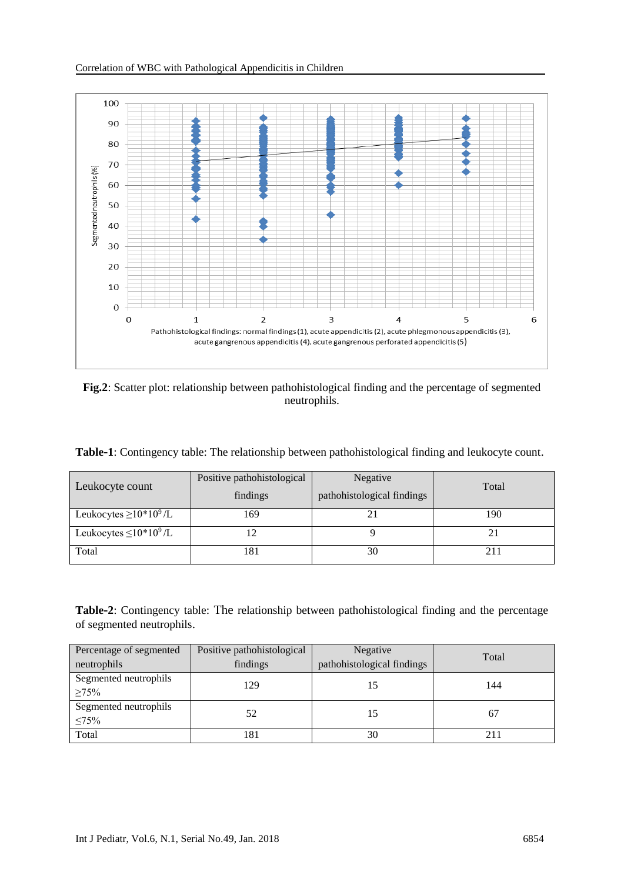**Fig.2**: Scatter plot: relationship between pathohistological finding and the percentage of segmented neutrophils.

**Table-1**: Contingency table: The relationship between pathohistological finding and leukocyte count.

| Leukocyte count | Positive pathohistological findings | Negative pathohistological findings | Total |
|---|---|---|---|
| Leukocytes $\geq 10*10^9$/L | 169 | 21 | 190 |
| Leukocytes $\leq 10*10^9$/L | 12 | 9 | 21 |
| Total | 181 | 30 | 211 |

**Table-2**: Contingency table: The relationship between pathohistological finding and the percentage of segmented neutrophils.

| Percentage of segmented neutrophils | Positive pathohistological findings | Negative pathohistological findings | Total |
|---|---|---|---|
| Segmented neutrophils ≥75% | 129 | 15 | 144 |
| Segmented neutrophils ≤75% | 52 | 15 | 67 |
| Total | 181 | 30 | 211 |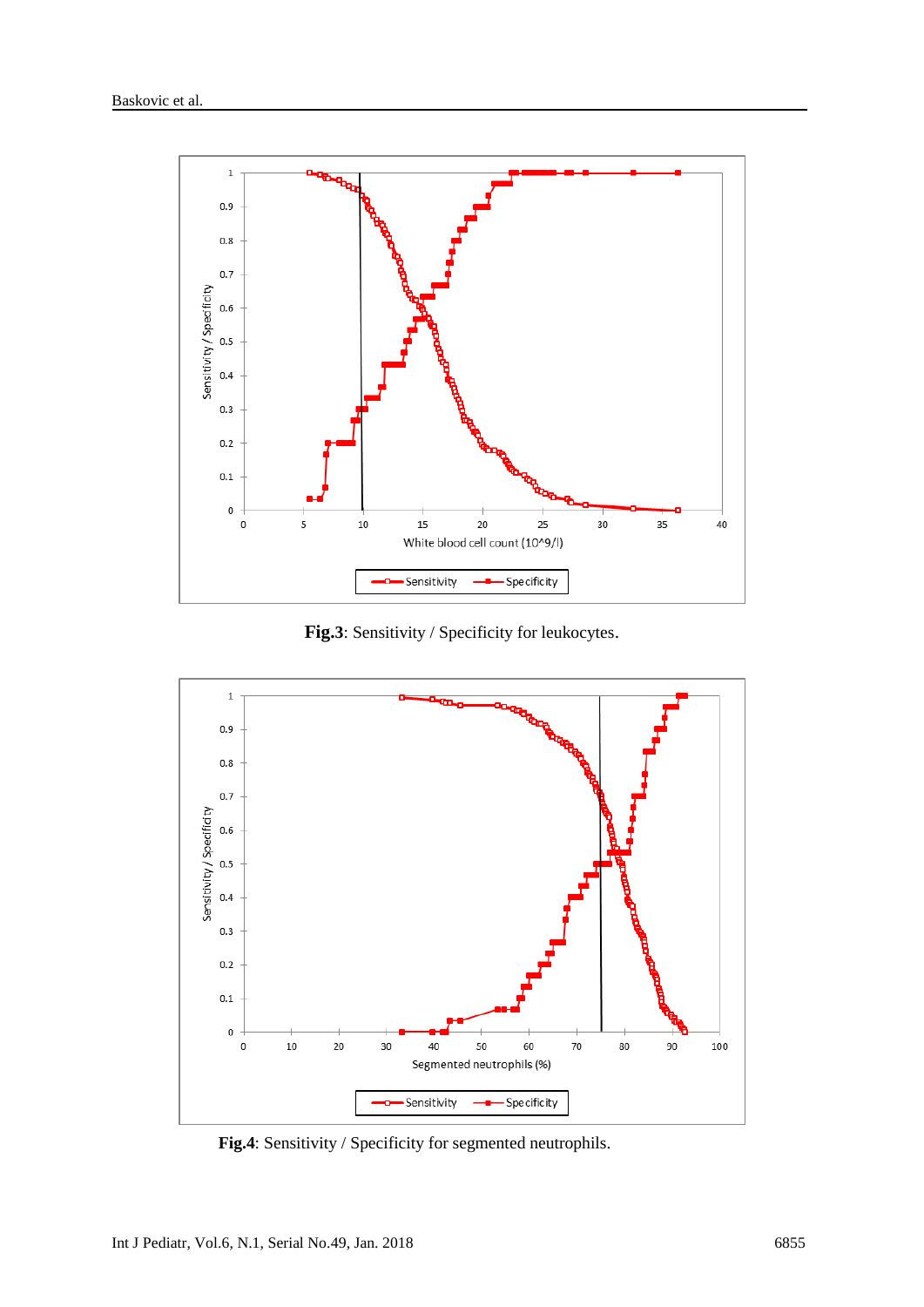**Fig.3**: Sensitivity / Specificity for leukocytes.

**Fig.4**: Sensitivity / Specificity for segmented neutrophils.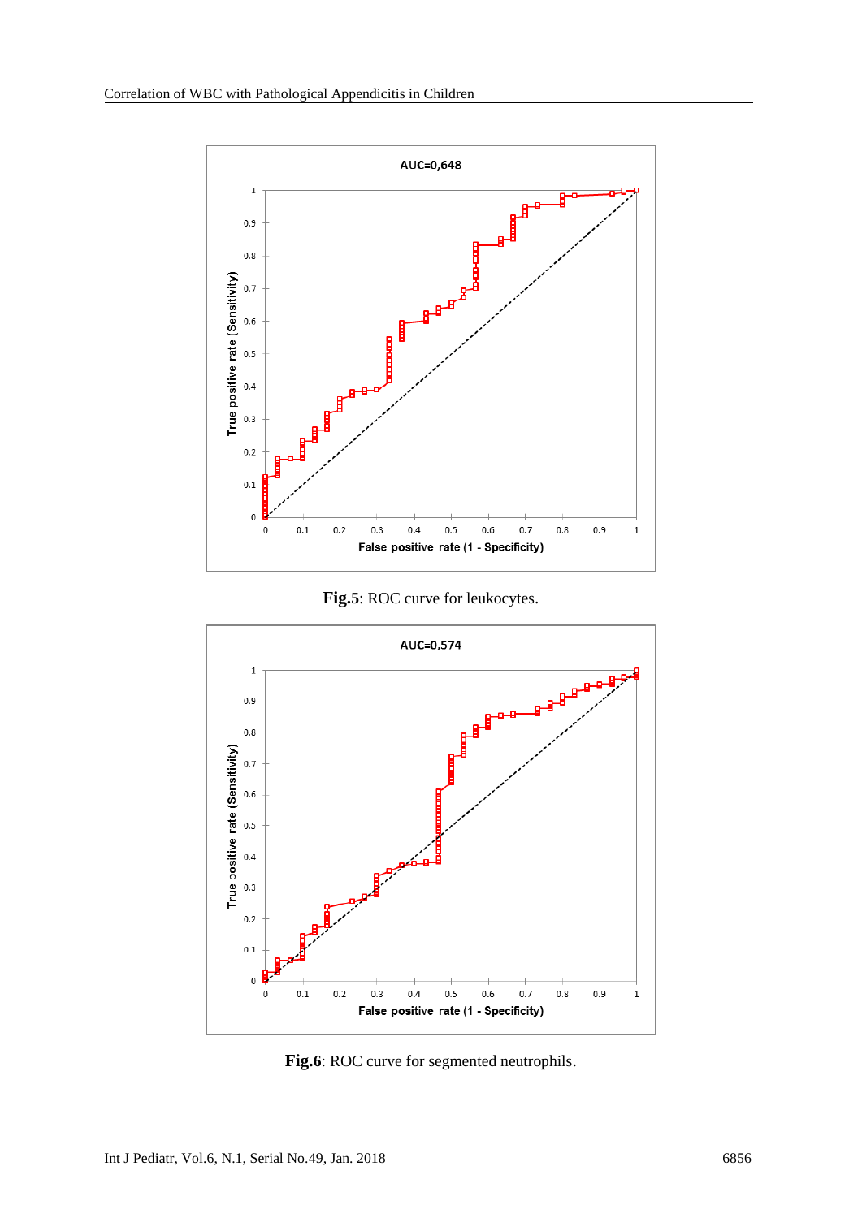AUC=0,648

**Fig.5**: ROC curve for leukocytes.

AUC=0,574

**Fig.6**: ROC curve for segmented neutrophils.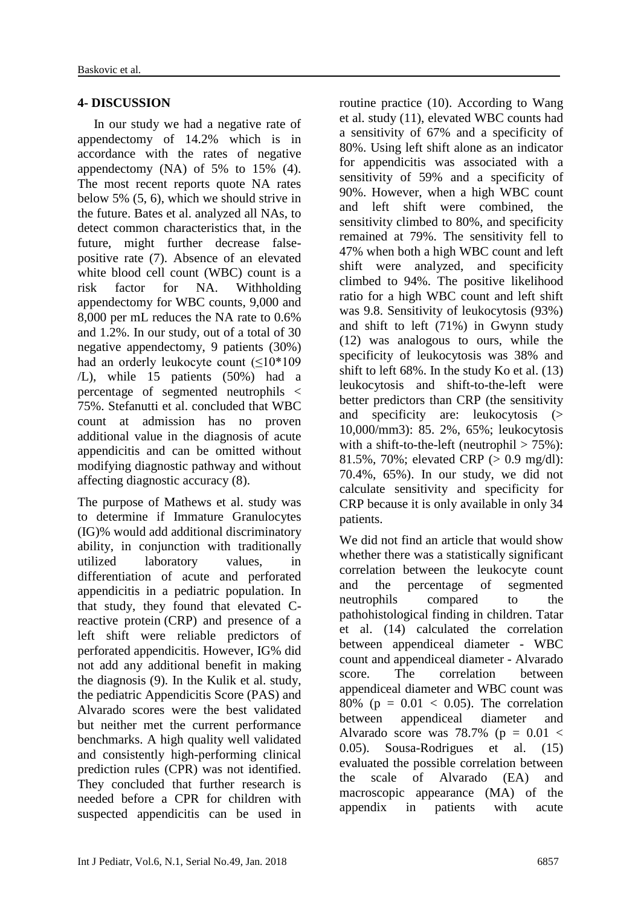## 4- DISCUSSION

In our study we had a negative rate of appendectomy of 14.2% which is in accordance with the rates of negative appendectomy (NA) of 5% to 15% (4). The most recent reports quote NA rates below 5% (5, 6), which we should strive in the future. Bates et al. analyzed all NAs, to detect common characteristics that, in the future, might further decrease false-positive rate (7). Absence of an elevated white blood cell count (WBC) count is a risk factor for NA. Withholding appendectomy for WBC counts, 9,000 and 8,000 per mL reduces the NA rate to 0.6% and 1.2%. In our study, out of a total of 30 negative appendectomy, 9 patients (30%) had an orderly leukocyte count (≤10*109 /L), while 15 patients (50%) had a percentage of segmented neutrophils < 75%. Stefanutti et al. concluded that WBC count at admission has no proven additional value in the diagnosis of acute appendicitis and can be omitted without modifying diagnostic pathway and without affecting diagnostic accuracy (8).

The purpose of Mathews et al. study was to determine if Immature Granulocytes (IG)% would add additional discriminatory ability, in conjunction with traditionally utilized laboratory values, in differentiation of acute and perforated appendicitis in a pediatric population. In that study, they found that elevated C-reactive protein (CRP) and presence of a left shift were reliable predictors of perforated appendicitis. However, IG% did not add any additional benefit in making the diagnosis (9). In the Kulik et al. study, the pediatric Appendicitis Score (PAS) and Alvarado scores were the best validated but neither met the current performance benchmarks. A high quality well validated and consistently high-performing clinical prediction rules (CPR) was not identified. They concluded that further research is needed before a CPR for children with suspected appendicitis can be used in routine practice (10). According to Wang et al. study (11), elevated WBC counts had a sensitivity of 67% and a specificity of 80%. Using left shift alone as an indicator for appendicitis was associated with a sensitivity of 59% and a specificity of 90%. However, when a high WBC count and left shift were combined, the sensitivity climbed to 80%, and specificity remained at 79%. The sensitivity fell to 47% when both a high WBC count and left shift were analyzed, and specificity climbed to 94%. The positive likelihood ratio for a high WBC count and left shift was 9.8. Sensitivity of leukocytosis (93%) and shift to left (71%) in Gwynn study (12) was analogous to ours, while the specificity of leukocytosis was 38% and shift to left 68%. In the study Ko et al. (13) leukocytosis and shift-to-the-left were better predictors than CRP (the sensitivity and specificity are: leukocytosis (> 10,000/mm3): 85. 2%, 65%; leukocytosis with a shift-to-the-left (neutrophil > 75%): 81.5%, 70%; elevated CRP (> 0.9 mg/dl): 70.4%, 65%). In our study, we did not calculate sensitivity and specificity for CRP because it is only available in only 34 patients.

We did not find an article that would show whether there was a statistically significant correlation between the leukocyte count and the percentage of segmented neutrophils compared to the pathohistological finding in children. Tatar et al. (14) calculated the correlation between appendiceal diameter - WBC count and appendiceal diameter - Alvarado score. The correlation between appendiceal diameter and WBC count was 80% ($p = 0.01 < 0.05$). The correlation between appendiceal diameter and Alvarado score was 78.7% ($p = 0.01 < 0.05$). Sousa-Rodrigues et al. (15) evaluated the possible correlation between the scale of Alvarado (EA) and macroscopic appearance (MA) of the appendix in patients with acute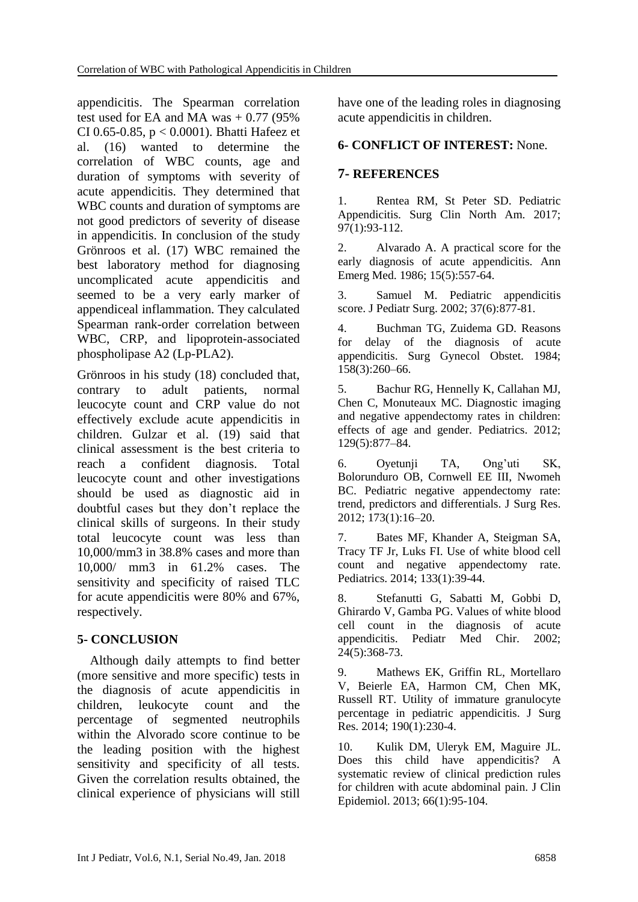appendicitis. The Spearman correlation test used for EA and MA was + 0.77 (95% CI 0.65-0.85, $p < 0.0001$). Bhatti Hafeez et al. (16) wanted to determine the correlation of WBC counts, age and duration of symptoms with severity of acute appendicitis. They determined that WBC counts and duration of symptoms are not good predictors of severity of disease in appendicitis. In conclusion of the study Grönroos et al. (17) WBC remained the best laboratory method for diagnosing uncomplicated acute appendicitis and seemed to be a very early marker of appendiceal inflammation. They calculated Spearman rank-order correlation between WBC, CRP, and lipoprotein-associated phospholipase A2 (Lp-PLA2).

Grönroos in his study (18) concluded that, contrary to adult patients, normal leucocyte count and CRP value do not effectively exclude acute appendicitis in children. Gulzar et al. (19) said that clinical assessment is the best criteria to reach a confident diagnosis. Total leucocyte count and other investigations should be used as diagnostic aid in doubtful cases but they don't replace the clinical skills of surgeons. In their study total leucocyte count was less than 10,000/mm3 in 38.8% cases and more than 10,000/ mm3 in 61.2% cases. The sensitivity and specificity of raised TLC for acute appendicitis were 80% and 67%, respectively.

## 5- CONCLUSION

Although daily attempts to find better (more sensitive and more specific) tests in the diagnosis of acute appendicitis in children, leukocyte count and the percentage of segmented neutrophils within the Alvorado score continue to be the leading position with the highest sensitivity and specificity of all tests. Given the correlation results obtained, the clinical experience of physicians will still have one of the leading roles in diagnosing acute appendicitis in children.

## 6- CONFLICT OF INTEREST: None.

## 7- REFERENCES

1. Rentea RM, St Peter SD. Pediatric Appendicitis. Surg Clin North Am. 2017; 97(1):93-112.

2. Alvarado A. A practical score for the early diagnosis of acute appendicitis. Ann Emerg Med. 1986; 15(5):557-64.

3. Samuel M. Pediatric appendicitis score. J Pediatr Surg. 2002; 37(6):877-81.

4. Buchman TG, Zuidema GD. Reasons for delay of the diagnosis of acute appendicitis. Surg Gynecol Obstet. 1984; 158(3):260–66.

5. Bachur RG, Hennelly K, Callahan MJ, Chen C, Monuteaux MC. Diagnostic imaging and negative appendectomy rates in children: effects of age and gender. Pediatrics. 2012; 129(5):877–84.

6. Oyetunji TA, Ong'uti SK, Bolorunduro OB, Cornwell EE III, Nwomeh BC. Pediatric negative appendectomy rate: trend, predictors and differentials. J Surg Res. 2012; 173(1):16–20.

7. Bates MF, Khander A, Steigman SA, Tracy TF Jr, Luks FI. Use of white blood cell count and negative appendectomy rate. Pediatrics. 2014; 133(1):39-44.

8. Stefanutti G, Sabatti M, Gobbi D, Ghirardo V, Gamba PG. Values of white blood cell count in the diagnosis of acute appendicitis. Pediatr Med Chir. 2002; 24(5):368-73.

9. Mathews EK, Griffin RL, Mortellaro V, Beierle EA, Harmon CM, Chen MK, Russell RT. Utility of immature granulocyte percentage in pediatric appendicitis. J Surg Res. 2014; 190(1):230-4.

10. Kulik DM, Uleryk EM, Maguire JL. Does this child have appendicitis? A systematic review of clinical prediction rules for children with acute abdominal pain. J Clin Epidemiol. 2013; 66(1):95-104.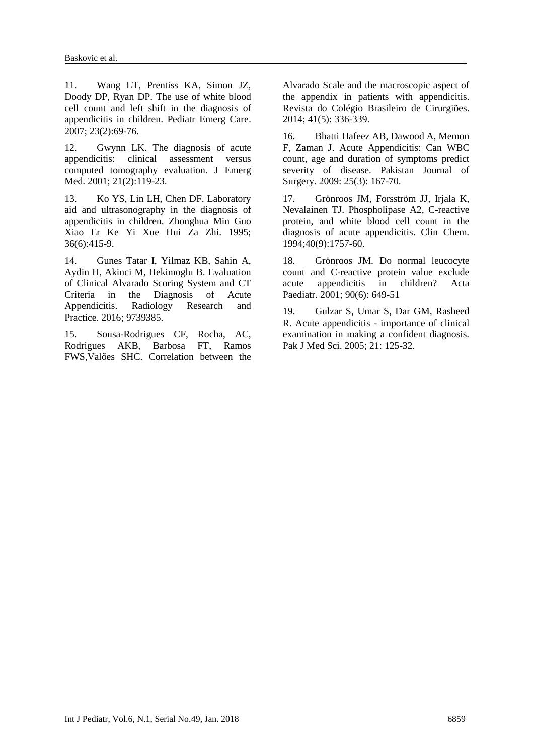11. Wang LT, Prentiss KA, Simon JZ, Doody DP, Ryan DP. The use of white blood cell count and left shift in the diagnosis of appendicitis in children. Pediatr Emerg Care. 2007; 23(2):69-76.

12. Gwynn LK. The diagnosis of acute appendicitis: clinical assessment versus computed tomography evaluation. J Emerg Med. 2001; 21(2):119-23.

13. Ko YS, Lin LH, Chen DF. Laboratory aid and ultrasonography in the diagnosis of appendicitis in children. Zhonghua Min Guo Xiao Er Ke Yi Xue Hui Za Zhi. 1995; 36(6):415-9.

14. Gunes Tatar I, Yilmaz KB, Sahin A, Aydin H, Akinci M, Hekimoglu B. Evaluation of Clinical Alvarado Scoring System and CT Criteria in the Diagnosis of Acute Appendicitis. Radiology Research and Practice. 2016; 9739385.

15. Sousa-Rodrigues CF, Rocha, AC, Rodrigues AKB, Barbosa FT, Ramos FWS,Valões SHC. Correlation between the Alvarado Scale and the macroscopic aspect of the appendix in patients with appendicitis. Revista do Colégio Brasileiro de Cirurgiões. 2014; 41(5): 336-339.

16. Bhatti Hafeez AB, Dawood A, Memon F, Zaman J. Acute Appendicitis: Can WBC count, age and duration of symptoms predict severity of disease. Pakistan Journal of Surgery. 2009: 25(3): 167-70.

17. Grönroos JM, Forsström JJ, Irjala K, Nevalainen TJ. Phospholipase A2, C-reactive protein, and white blood cell count in the diagnosis of acute appendicitis. Clin Chem. 1994;40(9):1757-60.

18. Grönroos JM. Do normal leucocyte count and C-reactive protein value exclude acute appendicitis in children? Acta Paediatr. 2001; 90(6): 649-51

19. Gulzar S, Umar S, Dar GM, Rasheed R. Acute appendicitis - importance of clinical examination in making a confident diagnosis. Pak J Med Sci. 2005; 21: 125-32.